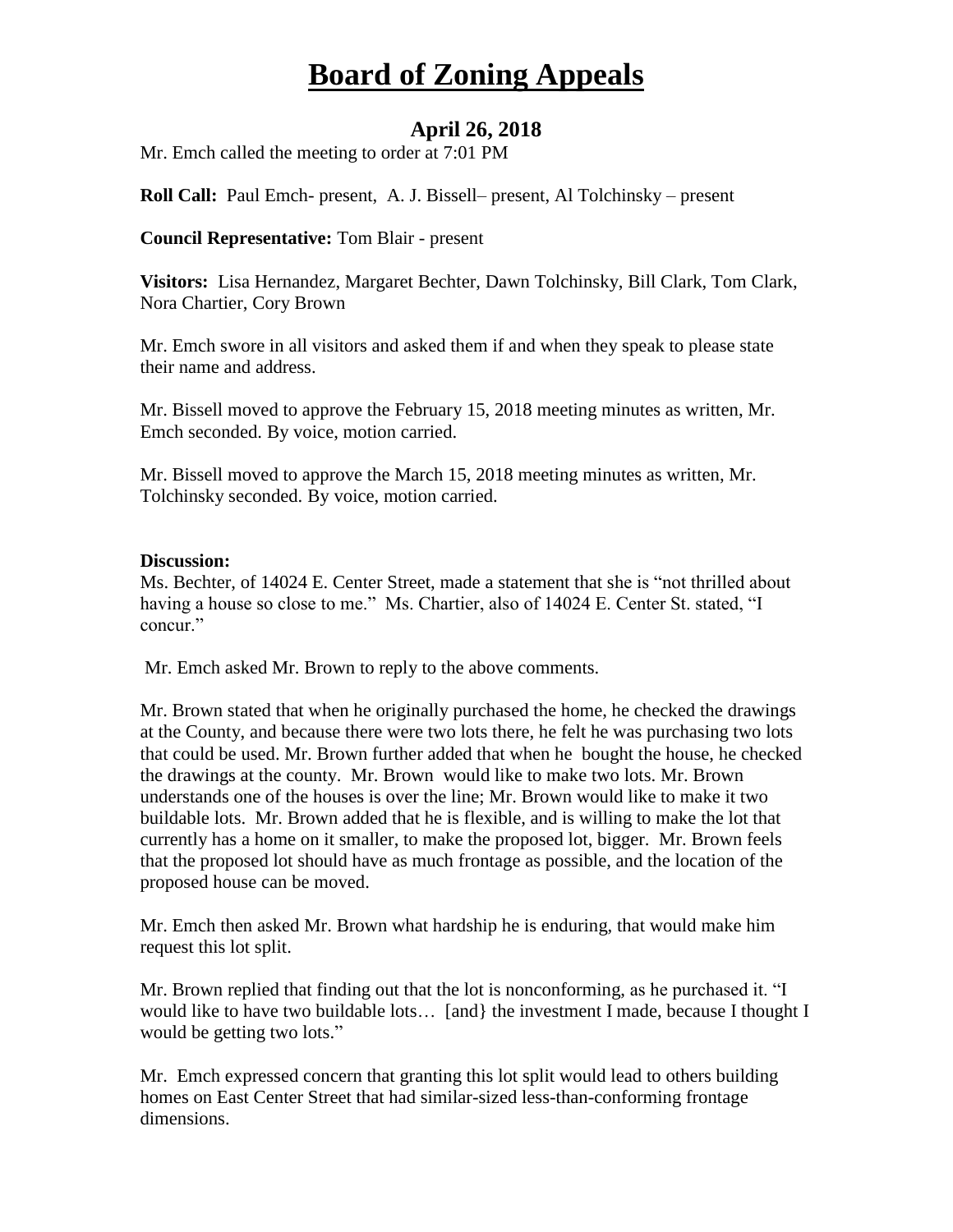# Board of Zoning Appeals

## April 26, 2018

Mr. Emch called the meeting to order at 7:01 PM

**Roll Call:** Paul Emch- present, A. J. Bissell– present, Al Tolchinsky – present

**Council Representative:** Tom Blair - present

**Visitors:** Lisa Hernandez, Margaret Bechter, Dawn Tolchinsky, Bill Clark, Tom Clark, Nora Chartier, Cory Brown

Mr. Emch swore in all visitors and asked them if and when they speak to please state their name and address.

Mr. Bissell moved to approve the February 15, 2018 meeting minutes as written, Mr. Emch seconded. By voice, motion carried.

Mr. Bissell moved to approve the March 15, 2018 meeting minutes as written, Mr. Tolchinsky seconded. By voice, motion carried.

**Discussion:**

Ms. Bechter, of 14024 E. Center Street, made a statement that she is "not thrilled about having a house so close to me." Ms. Chartier, also of 14024 E. Center St. stated, "I concur."

Mr. Emch asked Mr. Brown to reply to the above comments.

Mr. Brown stated that when he originally purchased the home, he checked the drawings at the County, and because there were two lots there, he felt he was purchasing two lots that could be used. Mr. Brown further added that when he bought the house, he checked the drawings at the county. Mr. Brown would like to make two lots. Mr. Brown understands one of the houses is over the line; Mr. Brown would like to make it two buildable lots. Mr. Brown added that he is flexible, and is willing to make the lot that currently has a home on it smaller, to make the proposed lot, bigger. Mr. Brown feels that the proposed lot should have as much frontage as possible, and the location of the proposed house can be moved.

Mr. Emch then asked Mr. Brown what hardship he is enduring, that would make him request this lot split.

Mr. Brown replied that finding out that the lot is nonconforming, as he purchased it. "I would like to have two buildable lots… [and} the investment I made, because I thought I would be getting two lots."

Mr. Emch expressed concern that granting this lot split would lead to others building homes on East Center Street that had similar-sized less-than-conforming frontage dimensions.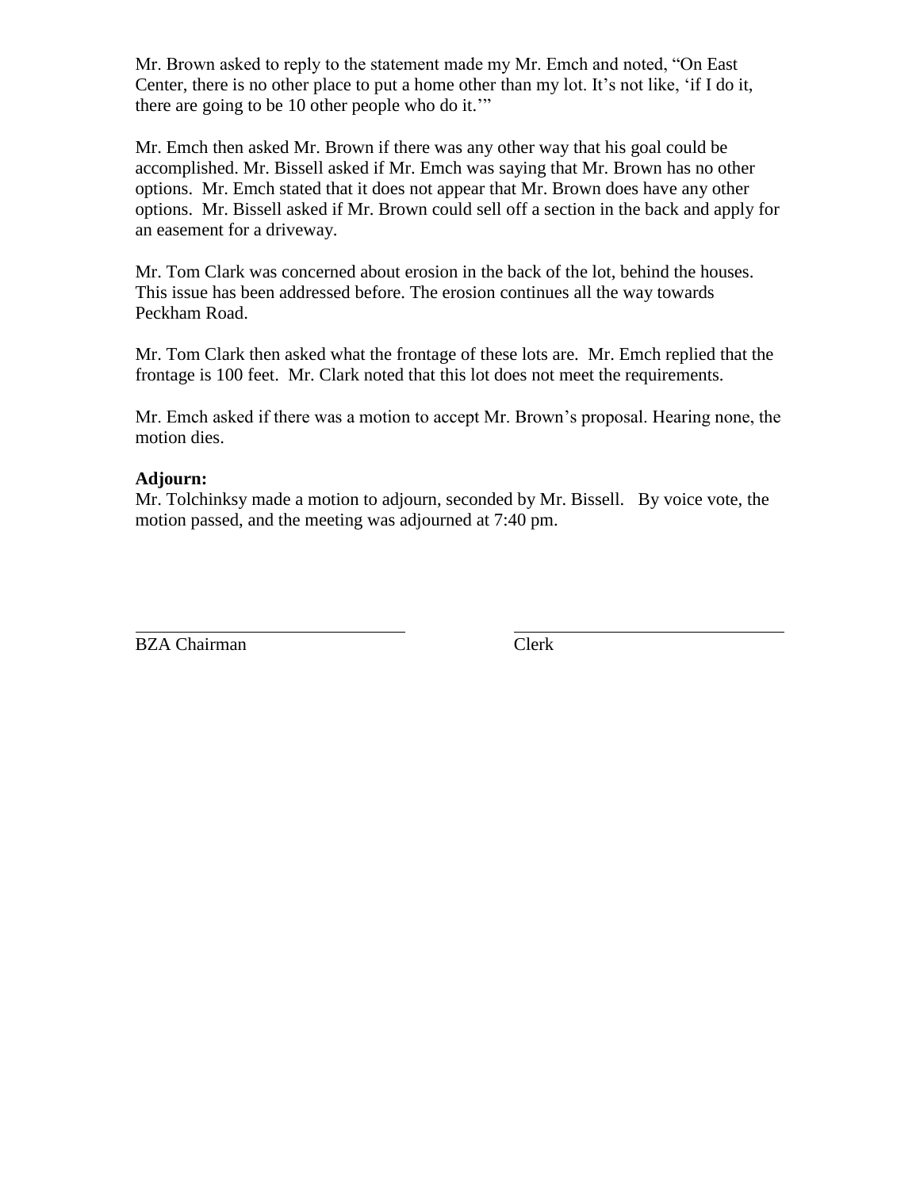Mr. Brown asked to reply to the statement made my Mr. Emch and noted, "On East Center, there is no other place to put a home other than my lot. It's not like, 'if I do it, there are going to be 10 other people who do it.'"

Mr. Emch then asked Mr. Brown if there was any other way that his goal could be accomplished. Mr. Bissell asked if Mr. Emch was saying that Mr. Brown has no other options. Mr. Emch stated that it does not appear that Mr. Brown does have any other options. Mr. Bissell asked if Mr. Brown could sell off a section in the back and apply for an easement for a driveway.

Mr. Tom Clark was concerned about erosion in the back of the lot, behind the houses. This issue has been addressed before. The erosion continues all the way towards Peckham Road.

Mr. Tom Clark then asked what the frontage of these lots are. Mr. Emch replied that the frontage is 100 feet. Mr. Clark noted that this lot does not meet the requirements.

Mr. Emch asked if there was a motion to accept Mr. Brown's proposal. Hearing none, the motion dies.

**Adjourn:**
Mr. Tolchinksy made a motion to adjourn, seconded by Mr. Bissell. By voice vote, the motion passed, and the meeting was adjourned at 7:40 pm.

______________________________ ______________________________
BZA Chairman Clerk